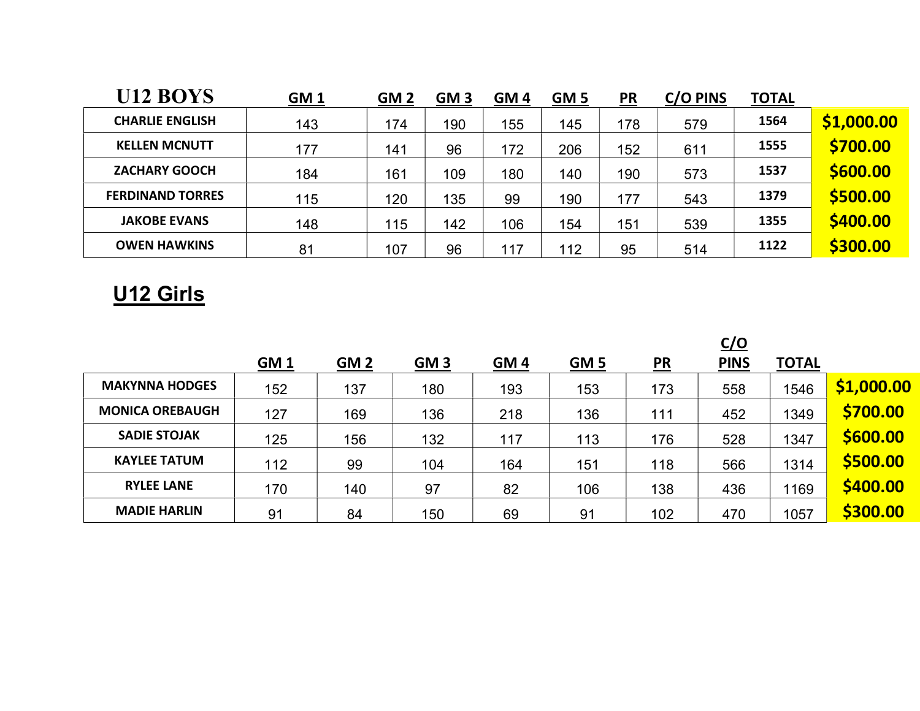## U12 BOYS

| | GM 1 | GM 2 | GM 3 | GM 4 | GM 5 | PR | C/O PINS | TOTAL | |
|---|---|---|---|---|---|---|---|---|---|
| CHARLIE ENGLISH | 143 | 174 | 190 | 155 | 145 | 178 | 579 | 1564 | $1,000.00 |
| KELLEN MCNUTT | 177 | 141 | 96 | 172 | 206 | 152 | 611 | 1555 | $700.00 |
| ZACHARY GOOCH | 184 | 161 | 109 | 180 | 140 | 190 | 573 | 1537 | $600.00 |
| FERDINAND TORRES | 115 | 120 | 135 | 99 | 190 | 177 | 543 | 1379 | $500.00 |
| JAKOBE EVANS | 148 | 115 | 142 | 106 | 154 | 151 | 539 | 1355 | $400.00 |
| OWEN HAWKINS | 81 | 107 | 96 | 117 | 112 | 95 | 514 | 1122 | $300.00 |

## U12 Girls

| | GM 1 | GM 2 | GM 3 | GM 4 | GM 5 | PR | C/O PINS | TOTAL | |
|---|---|---|---|---|---|---|---|---|---|
| MAKYNNA HODGES | 152 | 137 | 180 | 193 | 153 | 173 | 558 | 1546 | $1,000.00 |
| MONICA OREBAUGH | 127 | 169 | 136 | 218 | 136 | 111 | 452 | 1349 | $700.00 |
| SADIE STOJAK | 125 | 156 | 132 | 117 | 113 | 176 | 528 | 1347 | $600.00 |
| KAYLEE TATUM | 112 | 99 | 104 | 164 | 151 | 118 | 566 | 1314 | $500.00 |
| RYLEE LANE | 170 | 140 | 97 | 82 | 106 | 138 | 436 | 1169 | $400.00 |
| MADIE HARLIN | 91 | 84 | 150 | 69 | 91 | 102 | 470 | 1057 | $300.00 |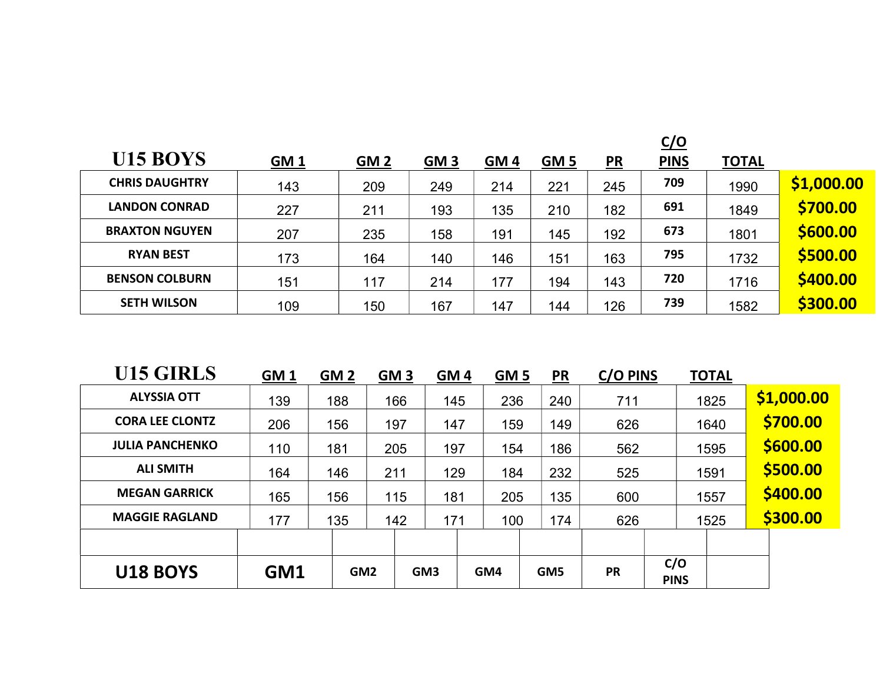## U15 BOYS

| U15 BOYS | GM 1 | GM 2 | GM 3 | GM 4 | GM 5 | PR | C/O PINS | TOTAL | |
|---|---|---|---|---|---|---|---|---|---|
| CHRIS DAUGHTRY | 143 | 209 | 249 | 214 | 221 | 245 | 709 | 1990 | $1,000.00 |
| LANDON CONRAD | 227 | 211 | 193 | 135 | 210 | 182 | 691 | 1849 | $700.00 |
| BRAXTON NGUYEN | 207 | 235 | 158 | 191 | 145 | 192 | 673 | 1801 | $600.00 |
| RYAN BEST | 173 | 164 | 140 | 146 | 151 | 163 | 795 | 1732 | $500.00 |
| BENSON COLBURN | 151 | 117 | 214 | 177 | 194 | 143 | 720 | 1716 | $400.00 |
| SETH WILSON | 109 | 150 | 167 | 147 | 144 | 126 | 739 | 1582 | $300.00 |

## U15 GIRLS

| U15 GIRLS | GM 1 | GM 2 | GM 3 | GM 4 | GM 5 | PR | C/O PINS | TOTAL | |
|---|---|---|---|---|---|---|---|---|---|
| ALYSSIA OTT | 139 | 188 | 166 | 145 | 236 | 240 | 711 | 1825 | $1,000.00 |
| CORA LEE CLONTZ | 206 | 156 | 197 | 147 | 159 | 149 | 626 | 1640 | $700.00 |
| JULIA PANCHENKO | 110 | 181 | 205 | 197 | 154 | 186 | 562 | 1595 | $600.00 |
| ALI SMITH | 164 | 146 | 211 | 129 | 184 | 232 | 525 | 1591 | $500.00 |
| MEGAN GARRICK | 165 | 156 | 115 | 181 | 205 | 135 | 600 | 1557 | $400.00 |
| MAGGIE RAGLAND | 177 | 135 | 142 | 171 | 100 | 174 | 626 | 1525 | $300.00 |

## U18 BOYS

| U18 BOYS | GM1 | GM2 | GM3 | GM4 | GM5 | PR | C/O PINS | |
|---|---|---|---|---|---|---|---|---|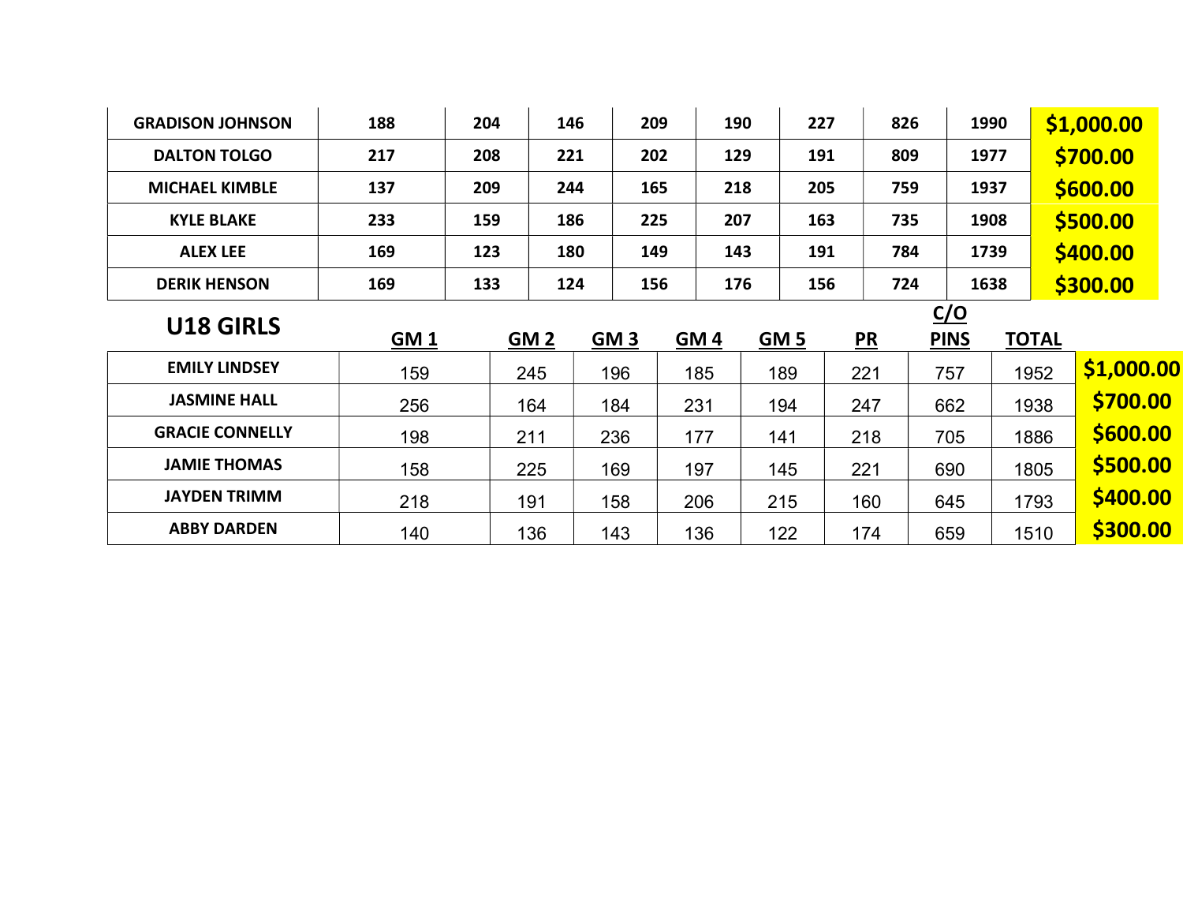| | | | | | | | | | |
|---|---|---|---|---|---|---|---|---|---|
| **GRADISON JOHNSON** | **188** | **204** | **146** | **209** | **190** | **227** | **826** | **1990** | **$1,000.00** |
| **DALTON TOLGO** | **217** | **208** | **221** | **202** | **129** | **191** | **809** | **1977** | **$700.00** |
| **MICHAEL KIMBLE** | **137** | **209** | **244** | **165** | **218** | **205** | **759** | **1937** | **$600.00** |
| **KYLE BLAKE** | **233** | **159** | **186** | **225** | **207** | **163** | **735** | **1908** | **$500.00** |
| **ALEX LEE** | **169** | **123** | **180** | **149** | **143** | **191** | **784** | **1739** | **$400.00** |
| **DERIK HENSON** | **169** | **133** | **124** | **156** | **176** | **156** | **724** | **1638** | **$300.00** |

## U18 GIRLS

| | GM 1 | GM 2 | GM 3 | GM 4 | GM 5 | PR | C/O PINS | TOTAL | |
|---|---|---|---|---|---|---|---|---|---|
| **EMILY LINDSEY** | 159 | 245 | 196 | 185 | 189 | 221 | 757 | 1952 | **$1,000.00** |
| **JASMINE HALL** | 256 | 164 | 184 | 231 | 194 | 247 | 662 | 1938 | **$700.00** |
| **GRACIE CONNELLY** | 198 | 211 | 236 | 177 | 141 | 218 | 705 | 1886 | **$600.00** |
| **JAMIE THOMAS** | 158 | 225 | 169 | 197 | 145 | 221 | 690 | 1805 | **$500.00** |
| **JAYDEN TRIMM** | 218 | 191 | 158 | 206 | 215 | 160 | 645 | 1793 | **$400.00** |
| **ABBY DARDEN** | 140 | 136 | 143 | 136 | 122 | 174 | 659 | 1510 | **$300.00** |